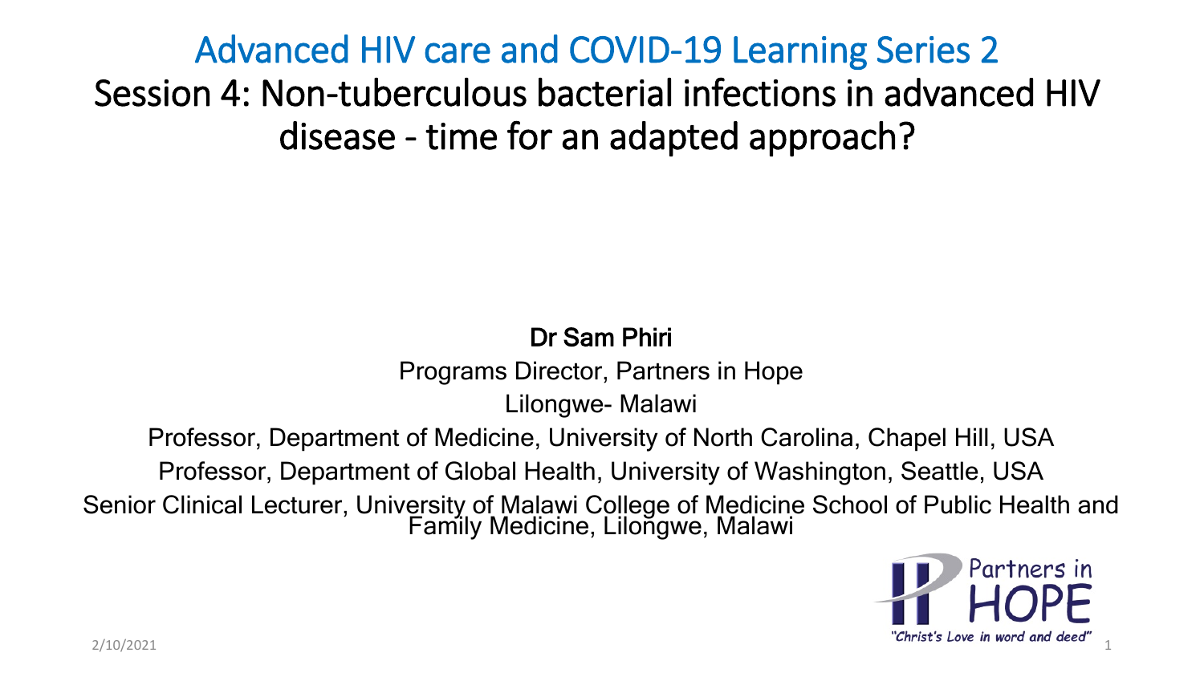# Advanced HIV care and COVID-19 Learning Series 2

## Session 4: Non-tuberculous bacterial infections in advanced HIV disease - time for an adapted approach?

**Dr Sam Phiri**

Programs Director, Partners in Hope

Lilongwe- Malawi

Professor, Department of Medicine, University of North Carolina, Chapel Hill, USA

Professor, Department of Global Health, University of Washington, Seattle, USA

Senior Clinical Lecturer, University of Malawi College of Medicine School of Public Health and Family Medicine, Lilongwe, Malawi

Partners in HOPE

"Christ's Love in word and deed"

2/10/2021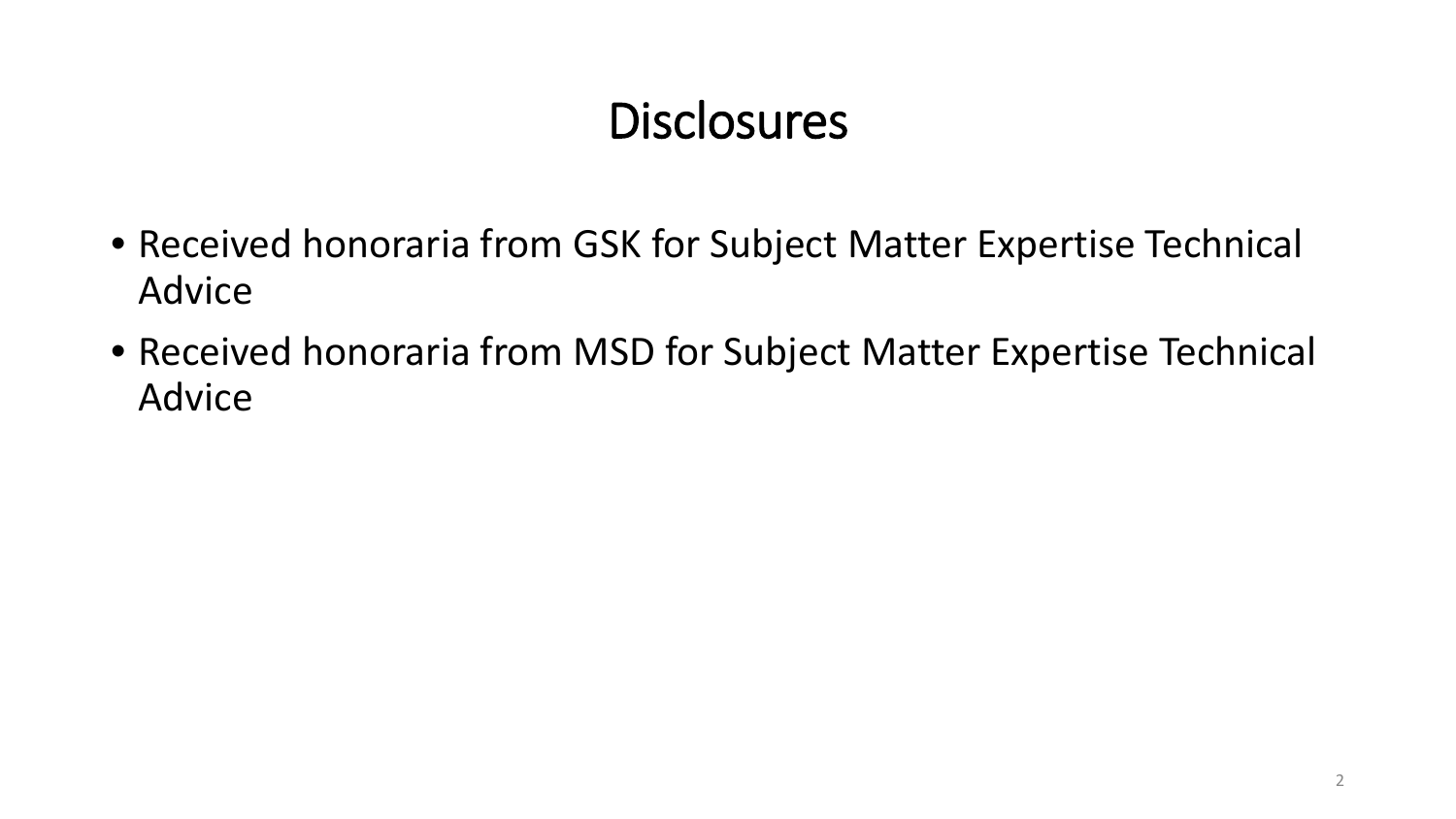# Disclosures

- Received honoraria from GSK for Subject Matter Expertise Technical Advice
- Received honoraria from MSD for Subject Matter Expertise Technical Advice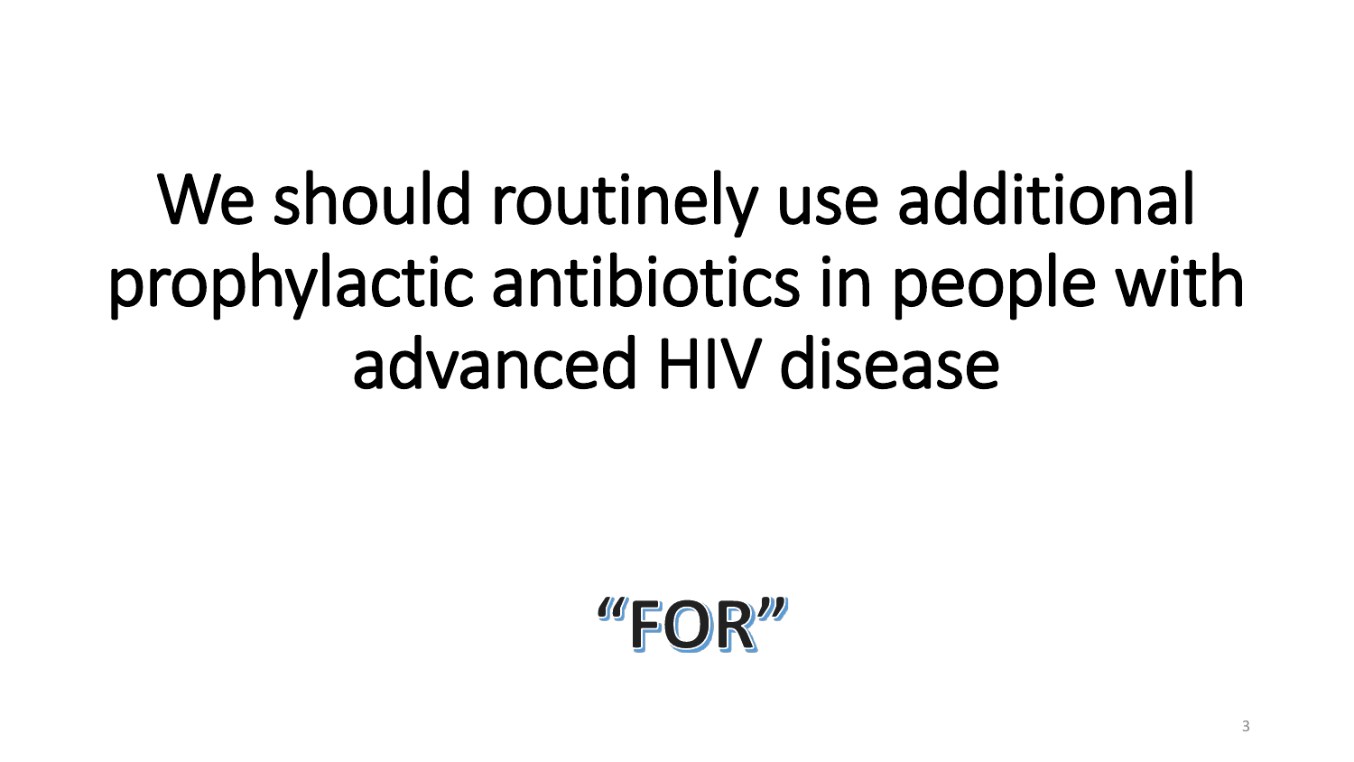# We should routinely use additional prophylactic antibiotics in people with advanced HIV disease

**"FOR"**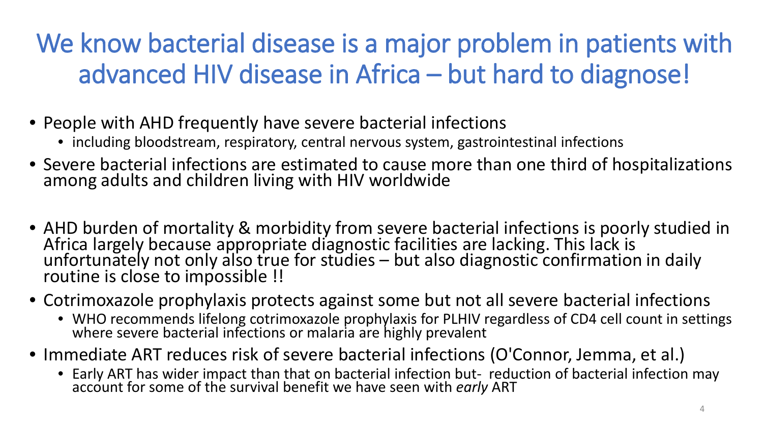# We know bacterial disease is a major problem in patients with advanced HIV disease in Africa – but hard to diagnose!

- People with AHD frequently have severe bacterial infections
  - including bloodstream, respiratory, central nervous system, gastrointestinal infections
- Severe bacterial infections are estimated to cause more than one third of hospitalizations among adults and children living with HIV worldwide
- AHD burden of mortality & morbidity from severe bacterial infections is poorly studied in Africa largely because appropriate diagnostic facilities are lacking. This lack is unfortunately not only also true for studies – but also diagnostic confirmation in daily routine is close to impossible !!
- Cotrimoxazole prophylaxis protects against some but not all severe bacterial infections
  - WHO recommends lifelong cotrimoxazole prophylaxis for PLHIV regardless of CD4 cell count in settings where severe bacterial infections or malaria are highly prevalent
- Immediate ART reduces risk of severe bacterial infections (O'Connor, Jemma, et al.)
  - Early ART has wider impact than that on bacterial infection but- reduction of bacterial infection may account for some of the survival benefit we have seen with *early* ART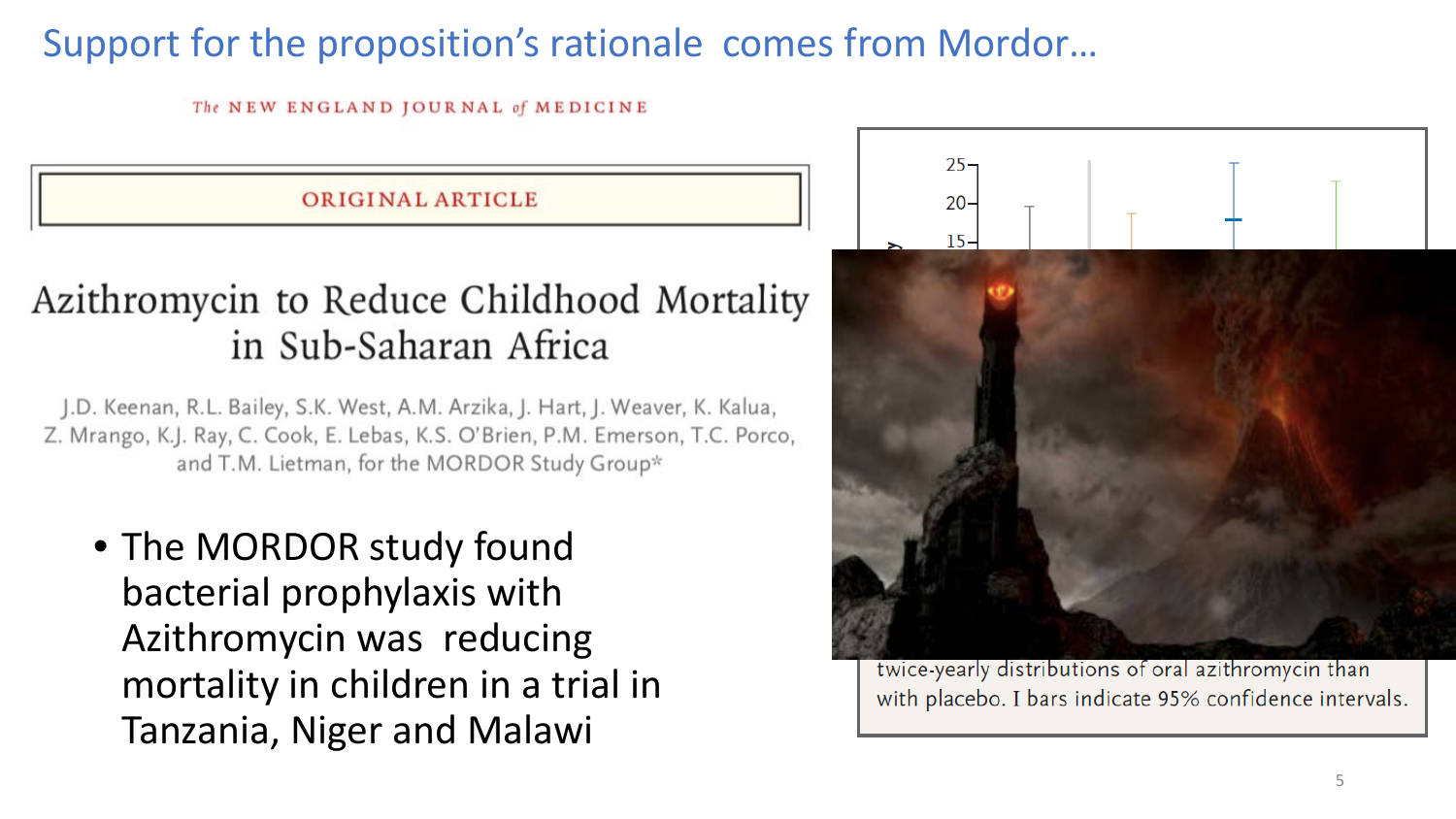# Support for the proposition's rationale comes from Mordor…

The NEW ENGLAND JOURNAL of MEDICINE

ORIGINAL ARTICLE

## Azithromycin to Reduce Childhood Mortality in Sub-Saharan Africa

J.D. Keenan, R.L. Bailey, S.K. West, A.M. Arzika, J. Hart, J. Weaver, K. Kalua, Z. Mrango, K.J. Ray, C. Cook, E. Lebas, K.S. O'Brien, P.M. Emerson, T.C. Porco, and T.M. Lietman, for the MORDOR Study Group*

- The MORDOR study found bacterial prophylaxis with Azithromycin was reducing mortality in children in a trial in Tanzania, Niger and Malawi

twice-yearly distributions of oral azithromycin than with placebo. I bars indicate 95% confidence intervals.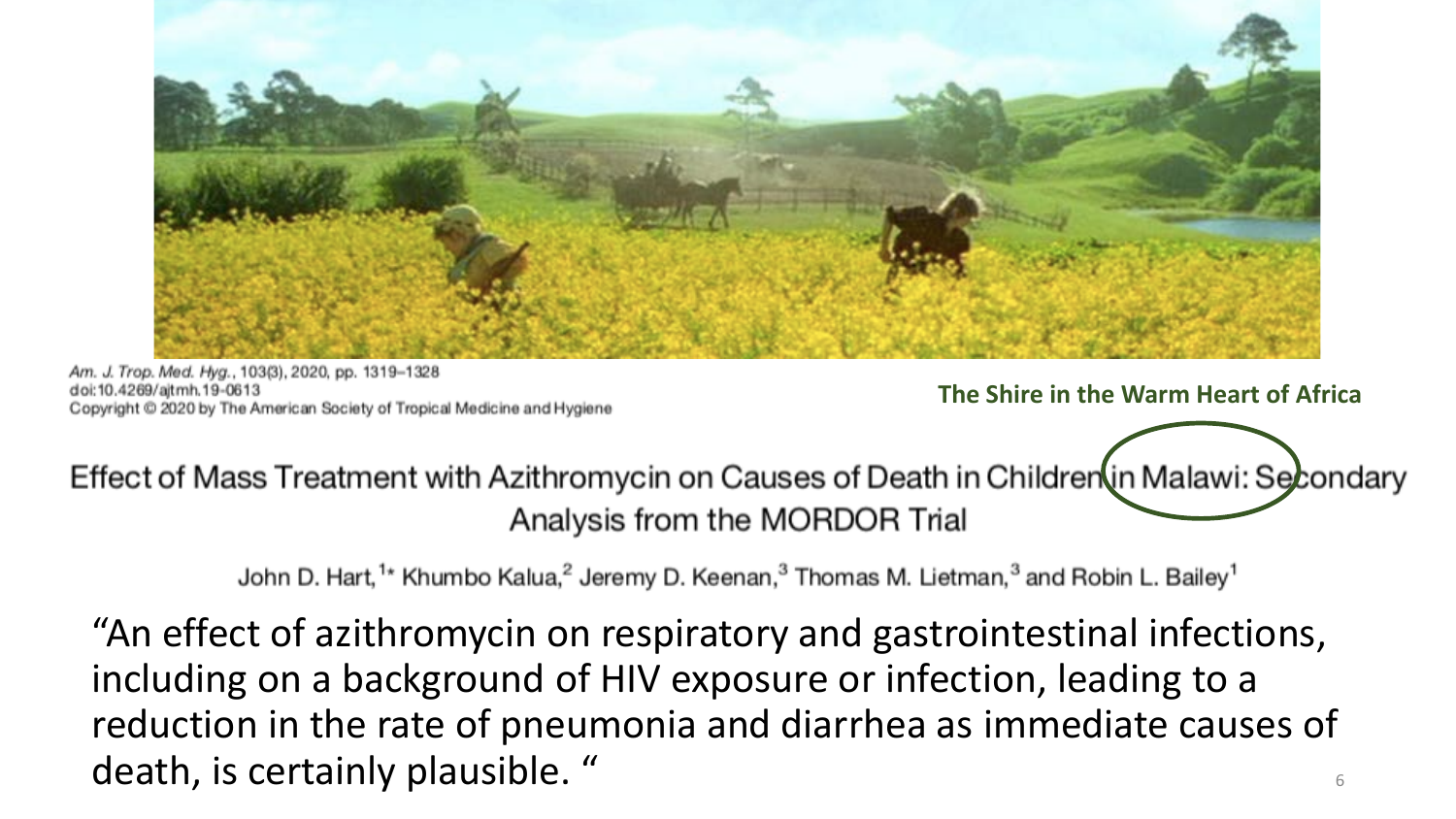Am. J. Trop. Med. Hyg., 103(3), 2020, pp. 1319–1328
doi:10.4269/ajtmh.19-0613
Copyright © 2020 by The American Society of Tropical Medicine and Hygiene

**The Shire in the Warm Heart of Africa**

Effect of Mass Treatment with Azithromycin on Causes of Death in Children in Malawi: Secondary Analysis from the MORDOR Trial

John D. Hart,[1*] Khumbo Kalua,[2] Jeremy D. Keenan,[3] Thomas M. Lietman,[3] and Robin L. Bailey[1]

"An effect of azithromycin on respiratory and gastrointestinal infections, including on a background of HIV exposure or infection, leading to a reduction in the rate of pneumonia and diarrhea as immediate causes of death, is certainly plausible."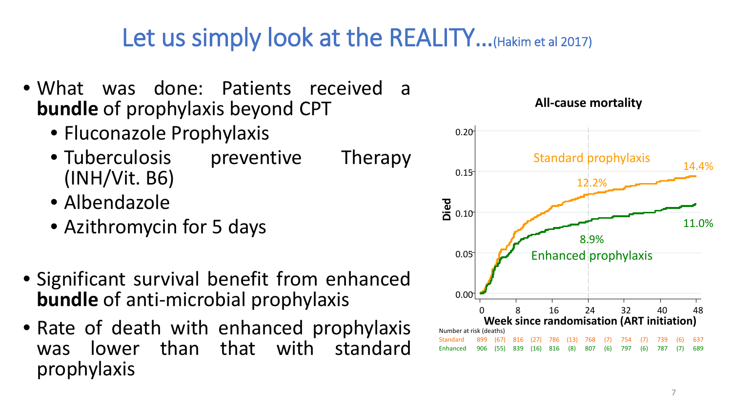# Let us simply look at the REALITY…(Hakim et al 2017)

- What was done: Patients received a **bundle** of prophylaxis beyond CPT
  - Fluconazole Prophylaxis
  - Tuberculosis preventive Therapy (INH/Vit. B6)
  - Albendazole
  - Azithromycin for 5 days

- Significant survival benefit from enhanced **bundle** of anti-microbial prophylaxis
- Rate of death with enhanced prophylaxis was lower than that with standard prophylaxis

**All-cause mortality**

Standard prophylaxis: 12.2% (week 24), 14.4% (week 48)

Enhanced prophylaxis: 8.9% (week 24), 11.0% (week 48)

Number at risk (deaths)

| Week | 0 | | 8 | | 16 | | 24 | | 32 | | 40 | | 48 |
|---|---|---|---|---|---|---|---|---|---|---|---|---|---|
| Standard | 899 | (67) | 816 | (27) | 786 | (13) | 768 | (7) | 754 | (7) | 739 | (6) | 637 |
| Enhanced | 906 | (55) | 839 | (16) | 816 | (8) | 807 | (6) | 797 | (6) | 787 | (7) | 689 |

Week since randomisation (ART initiation)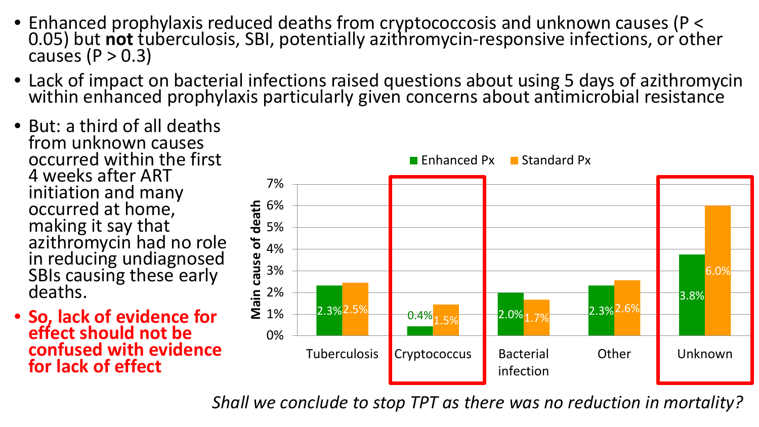- Enhanced prophylaxis reduced deaths from cryptococcosis and unknown causes ($P < 0.05$) but **not** tuberculosis, SBI, potentially azithromycin-responsive infections, or other causes ($P > 0.3$)
- Lack of impact on bacterial infections raised questions about using 5 days of azithromycin within enhanced prophylaxis particularly given concerns about antimicrobial resistance
- But: a third of all deaths from unknown causes occurred within the first 4 weeks after ART initiation and many occurred at home, making it say that azithromycin had no role in reducing undiagnosed SBIs causing these early deaths.
- **So, lack of evidence for effect should not be confused with evidence for lack of effect**

| Main cause of death | Enhanced Px | Standard Px |
|---|---|---|
| Tuberculosis | 2.3% | 2.5% |
| Cryptococcus | 0.4% | 1.5% |
| Bacterial infection | 2.0% | 1.7% |
| Other | 2.3% | 2.6% |
| Unknown | 3.8% | 6.0% |

*Shall we conclude to stop TPT as there was no reduction in mortality?*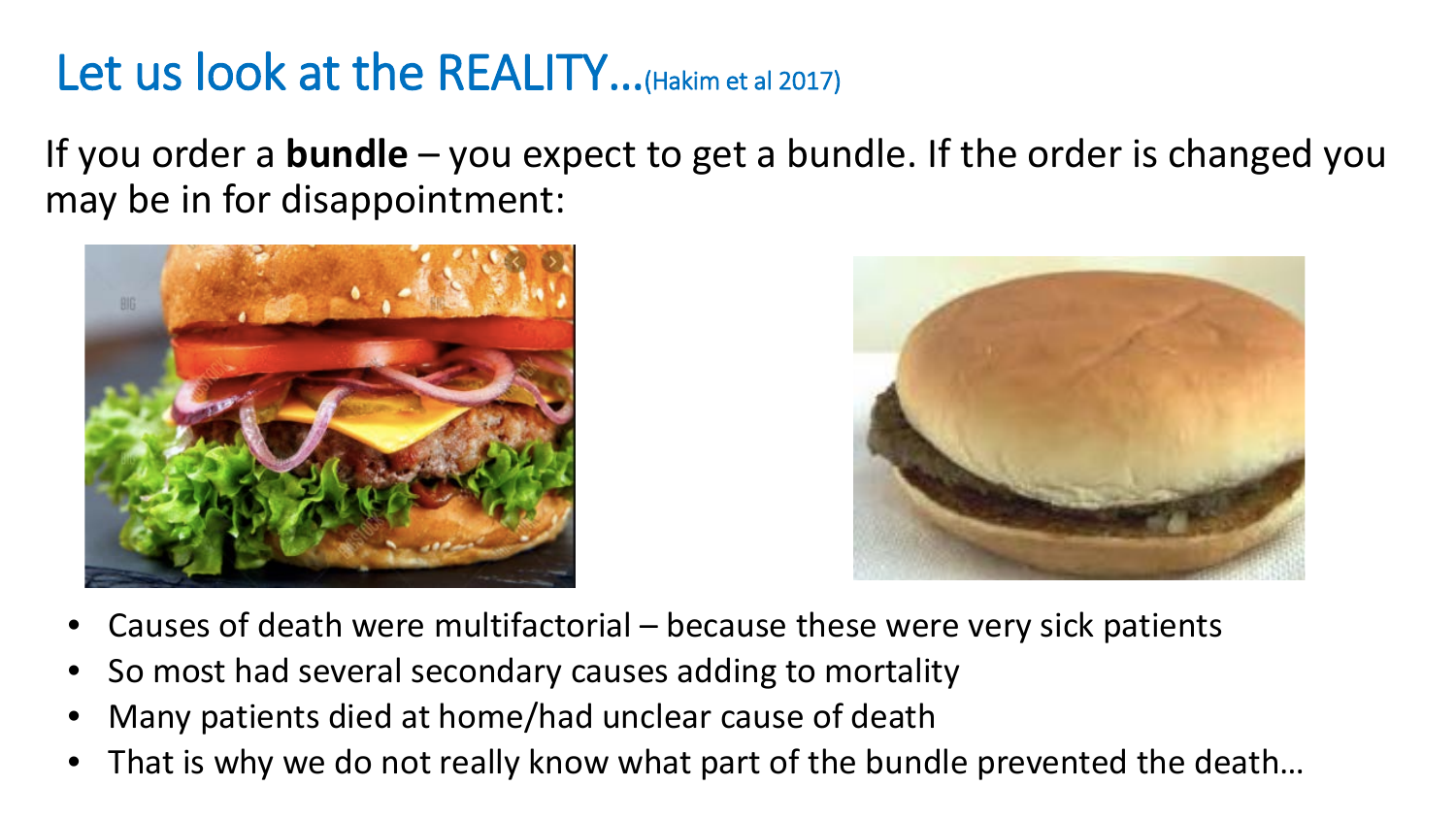# Let us look at the REALITY…(Hakim et al 2017)

If you order a **bundle** – you expect to get a bundle. If the order is changed you may be in for disappointment:

- Causes of death were multifactorial – because these were very sick patients
- So most had several secondary causes adding to mortality
- Many patients died at home/had unclear cause of death
- That is why we do not really know what part of the bundle prevented the death…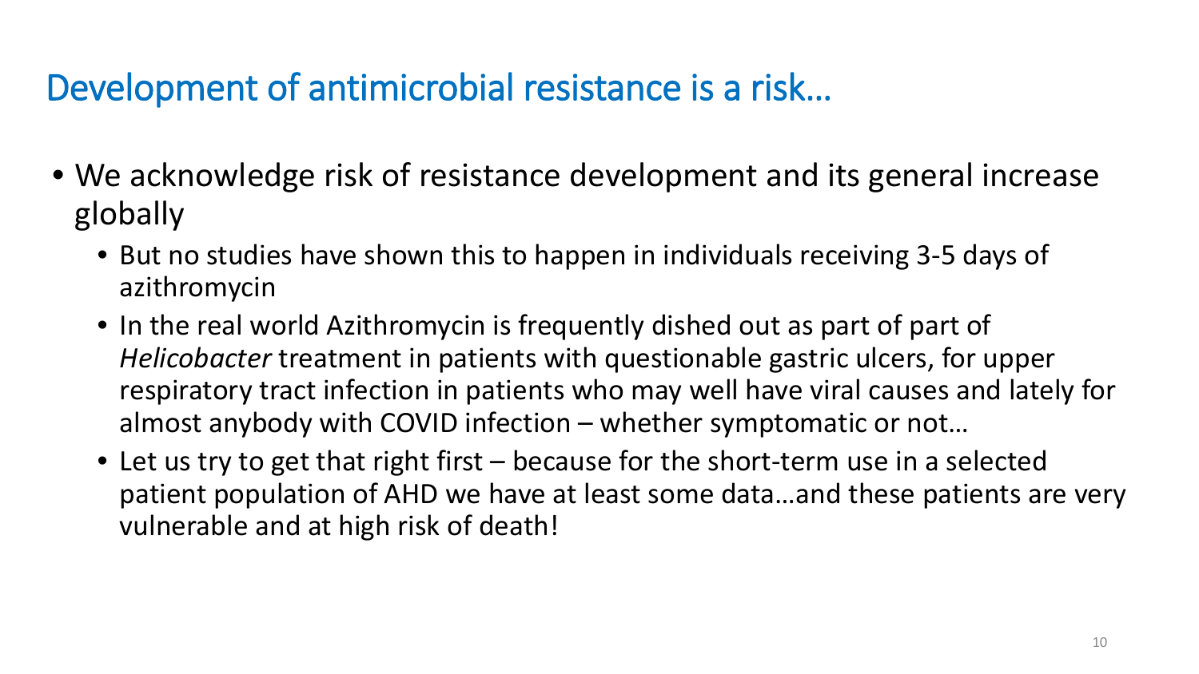# Development of antimicrobial resistance is a risk…

- We acknowledge risk of resistance development and its general increase globally
  - But no studies have shown this to happen in individuals receiving 3-5 days of azithromycin
  - In the real world Azithromycin is frequently dished out as part of part of *Helicobacter* treatment in patients with questionable gastric ulcers, for upper respiratory tract infection in patients who may well have viral causes and lately for almost anybody with COVID infection – whether symptomatic or not…
  - Let us try to get that right first – because for the short-term use in a selected patient population of AHD we have at least some data…and these patients are very vulnerable and at high risk of death!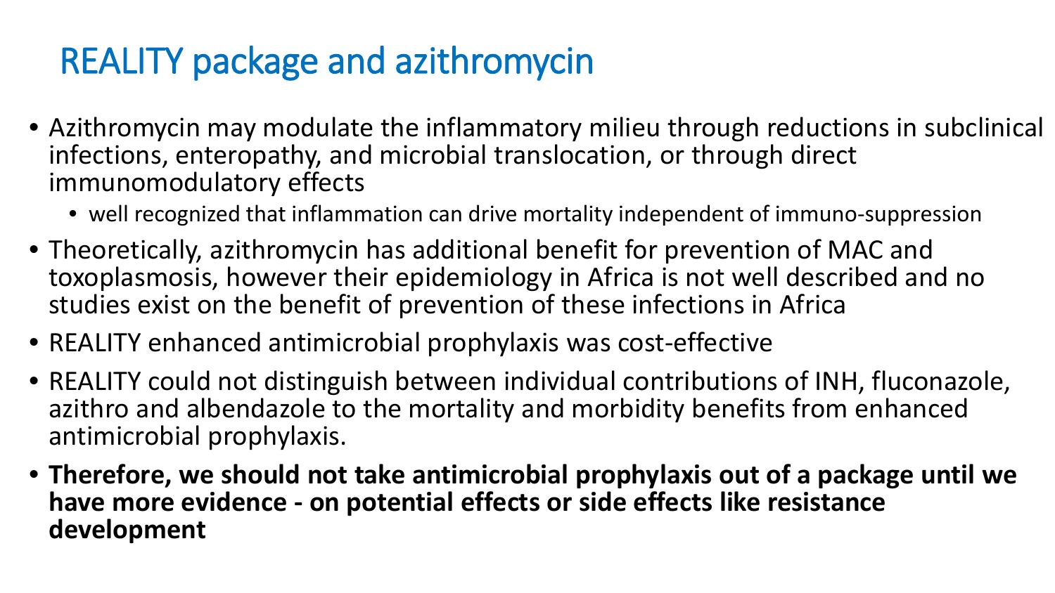# REALITY package and azithromycin

- Azithromycin may modulate the inflammatory milieu through reductions in subclinical infections, enteropathy, and microbial translocation, or through direct immunomodulatory effects
  - well recognized that inflammation can drive mortality independent of immuno-suppression
- Theoretically, azithromycin has additional benefit for prevention of MAC and toxoplasmosis, however their epidemiology in Africa is not well described and no studies exist on the benefit of prevention of these infections in Africa
- REALITY enhanced antimicrobial prophylaxis was cost-effective
- REALITY could not distinguish between individual contributions of INH, fluconazole, azithro and albendazole to the mortality and morbidity benefits from enhanced antimicrobial prophylaxis.
- **Therefore, we should not take antimicrobial prophylaxis out of a package until we have more evidence - on potential effects or side effects like resistance development**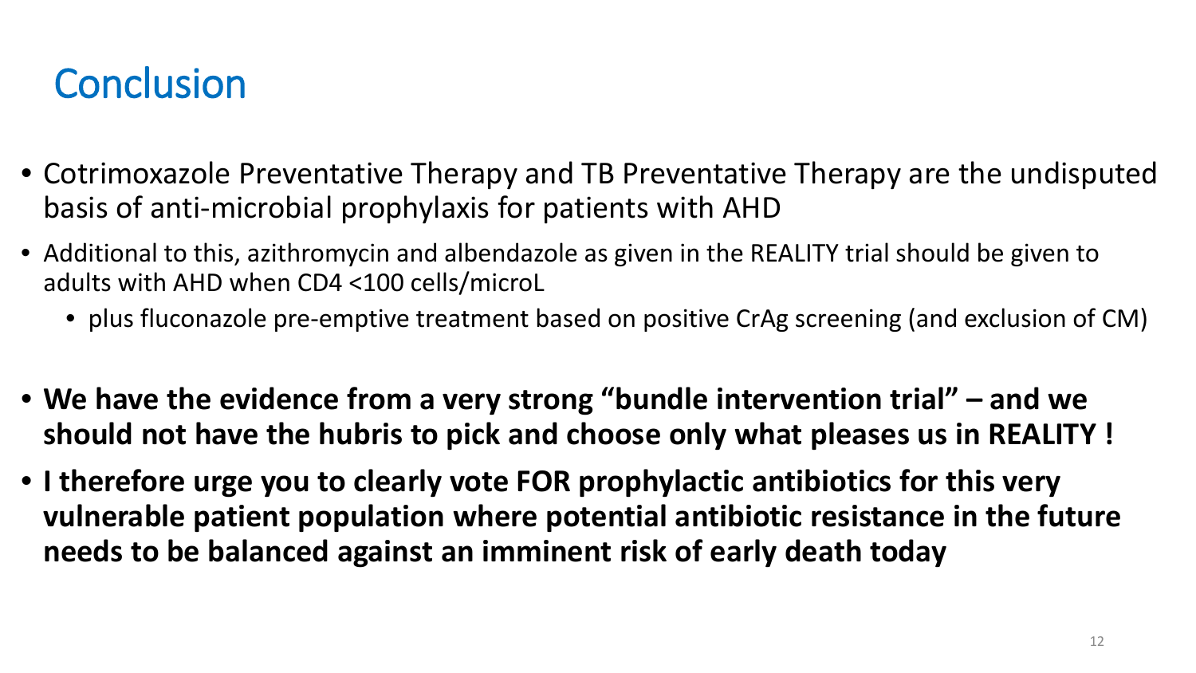# Conclusion

- Cotrimoxazole Preventative Therapy and TB Preventative Therapy are the undisputed basis of anti-microbial prophylaxis for patients with AHD
- Additional to this, azithromycin and albendazole as given in the REALITY trial should be given to adults with AHD when CD4 <100 cells/microL
  - plus fluconazole pre-emptive treatment based on positive CrAg screening (and exclusion of CM)
- **We have the evidence from a very strong "bundle intervention trial" – and we should not have the hubris to pick and choose only what pleases us in REALITY !**
- **I therefore urge you to clearly vote FOR prophylactic antibiotics for this very vulnerable patient population where potential antibiotic resistance in the future needs to be balanced against an imminent risk of early death today**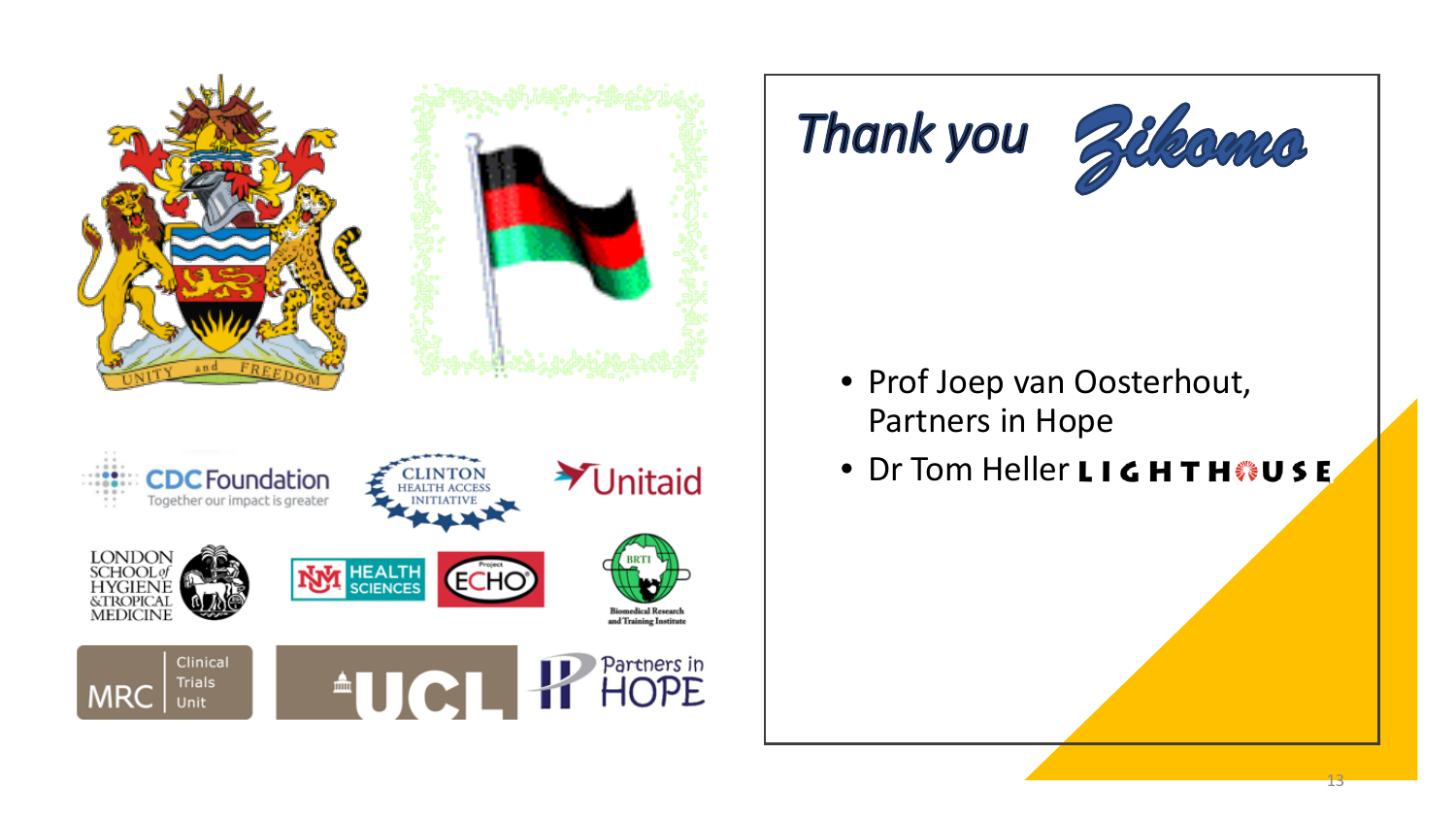# Thank you Zikomo

- Prof Joep van Oosterhout, Partners in Hope
- Dr Tom Heller LIGHTHOUSE